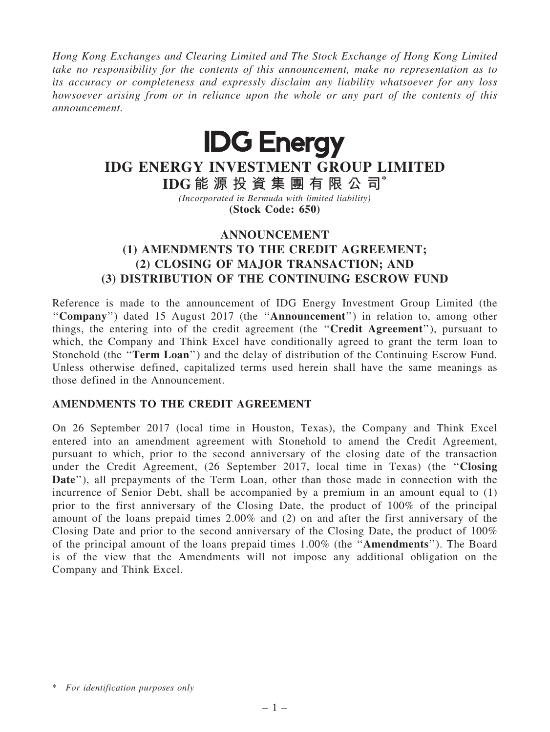*Hong Kong Exchanges and Clearing Limited and The Stock Exchange of Hong Kong Limited take no responsibility for the contents of this announcement, make no representation as to its accuracy or completeness and expressly disclaim any liability whatsoever for any loss howsoever arising from or in reliance upon the whole or any part of the contents of this announcement.*

**IDG Energy**

# IDG ENERGY INVESTMENT GROUP LIMITED
# IDG能源投資集團有限公司*

*(Incorporated in Bermuda with limited liability)*
**(Stock Code: 650)**

## ANNOUNCEMENT
## (1) AMENDMENTS TO THE CREDIT AGREEMENT;
## (2) CLOSING OF MAJOR TRANSACTION; AND
## (3) DISTRIBUTION OF THE CONTINUING ESCROW FUND

Reference is made to the announcement of IDG Energy Investment Group Limited (the "**Company**") dated 15 August 2017 (the "**Announcement**") in relation to, among other things, the entering into of the credit agreement (the "**Credit Agreement**"), pursuant to which, the Company and Think Excel have conditionally agreed to grant the term loan to Stonehold (the "**Term Loan**") and the delay of distribution of the Continuing Escrow Fund. Unless otherwise defined, capitalized terms used herein shall have the same meanings as those defined in the Announcement.

### AMENDMENTS TO THE CREDIT AGREEMENT

On 26 September 2017 (local time in Houston, Texas), the Company and Think Excel entered into an amendment agreement with Stonehold to amend the Credit Agreement, pursuant to which, prior to the second anniversary of the closing date of the transaction under the Credit Agreement, (26 September 2017, local time in Texas) (the "**Closing Date**"), all prepayments of the Term Loan, other than those made in connection with the incurrence of Senior Debt, shall be accompanied by a premium in an amount equal to (1) prior to the first anniversary of the Closing Date, the product of 100% of the principal amount of the loans prepaid times 2.00% and (2) on and after the first anniversary of the Closing Date and prior to the second anniversary of the Closing Date, the product of 100% of the principal amount of the loans prepaid times 1.00% (the "**Amendments**"). The Board is of the view that the Amendments will not impose any additional obligation on the Company and Think Excel.

\* *For identification purposes only*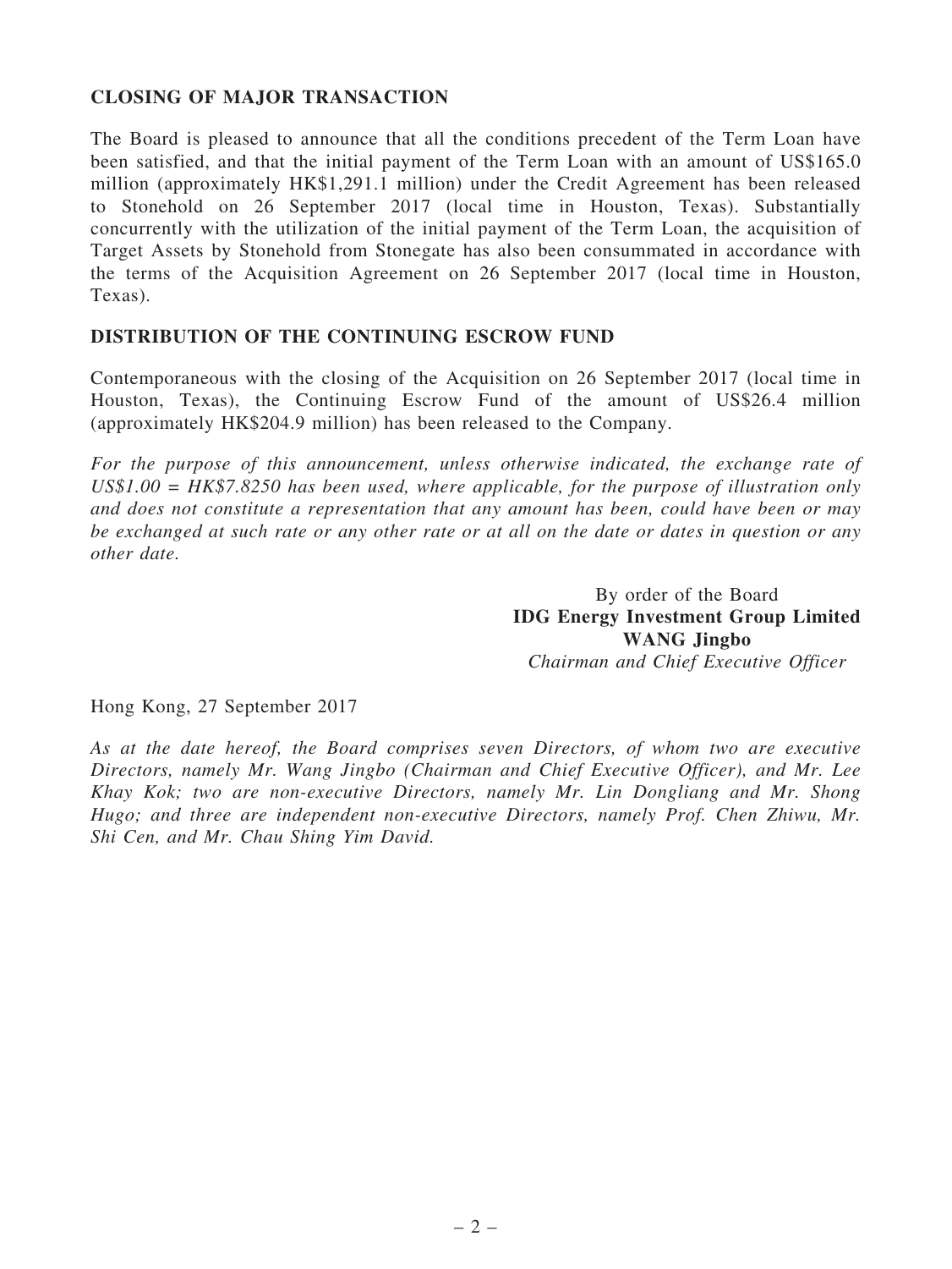## CLOSING OF MAJOR TRANSACTION

The Board is pleased to announce that all the conditions precedent of the Term Loan have been satisfied, and that the initial payment of the Term Loan with an amount of US$165.0 million (approximately HK$1,291.1 million) under the Credit Agreement has been released to Stonehold on 26 September 2017 (local time in Houston, Texas). Substantially concurrently with the utilization of the initial payment of the Term Loan, the acquisition of Target Assets by Stonehold from Stonegate has also been consummated in accordance with the terms of the Acquisition Agreement on 26 September 2017 (local time in Houston, Texas).

## DISTRIBUTION OF THE CONTINUING ESCROW FUND

Contemporaneous with the closing of the Acquisition on 26 September 2017 (local time in Houston, Texas), the Continuing Escrow Fund of the amount of US$26.4 million (approximately HK$204.9 million) has been released to the Company.

*For the purpose of this announcement, unless otherwise indicated, the exchange rate of US$1.00 = HK$7.8250 has been used, where applicable, for the purpose of illustration only and does not constitute a representation that any amount has been, could have been or may be exchanged at such rate or any other rate or at all on the date or dates in question or any other date.*

By order of the Board
**IDG Energy Investment Group Limited**
**WANG Jingbo**
*Chairman and Chief Executive Officer*

Hong Kong, 27 September 2017

*As at the date hereof, the Board comprises seven Directors, of whom two are executive Directors, namely Mr. Wang Jingbo (Chairman and Chief Executive Officer), and Mr. Lee Khay Kok; two are non-executive Directors, namely Mr. Lin Dongliang and Mr. Shong Hugo; and three are independent non-executive Directors, namely Prof. Chen Zhiwu, Mr. Shi Cen, and Mr. Chau Shing Yim David.*